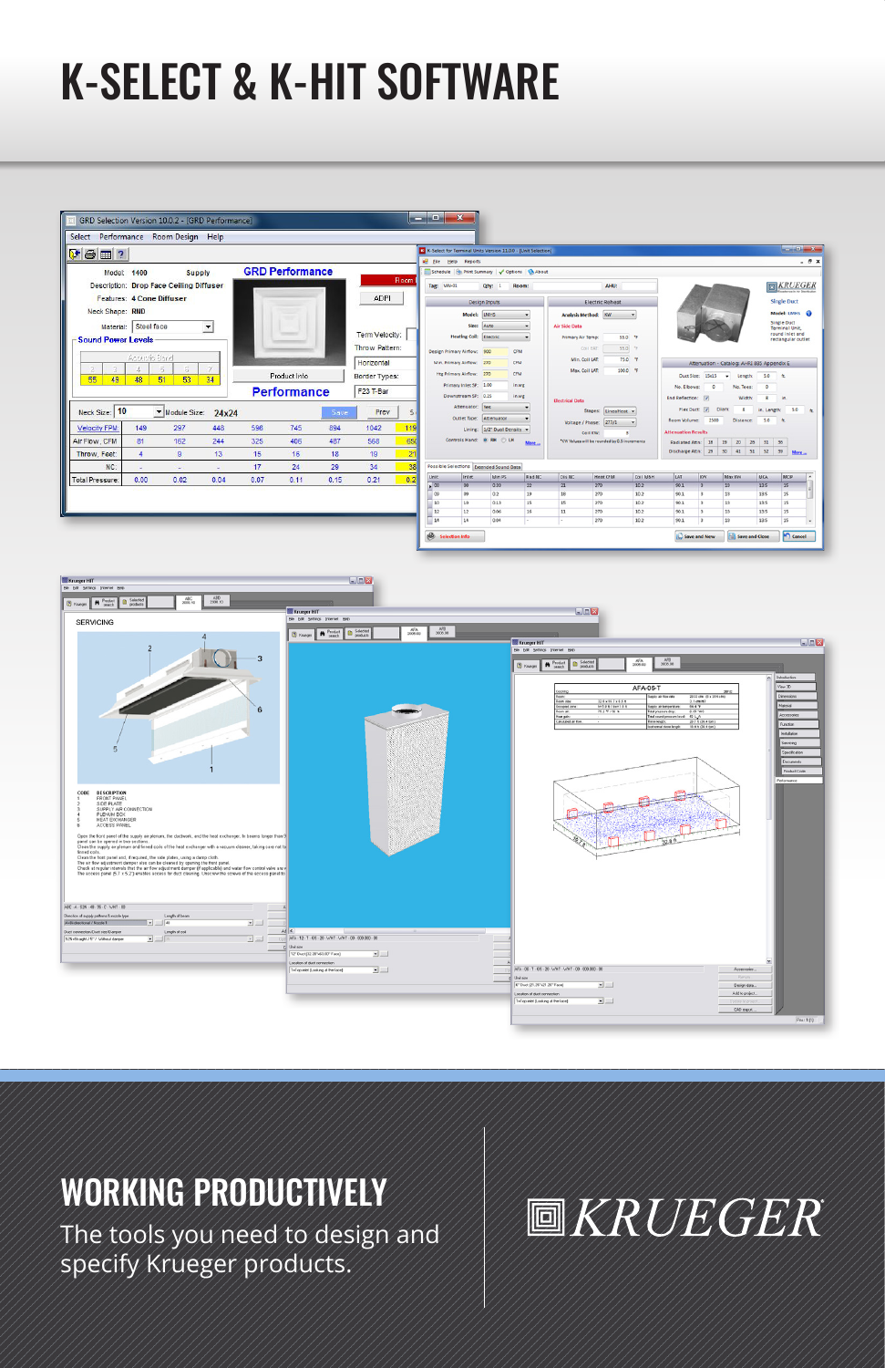# K-SELECT & K-HIT SOFTWARE

## WORKING PRODUCTIVELY

The tools you need to design and specify Krueger products.

KRUEGER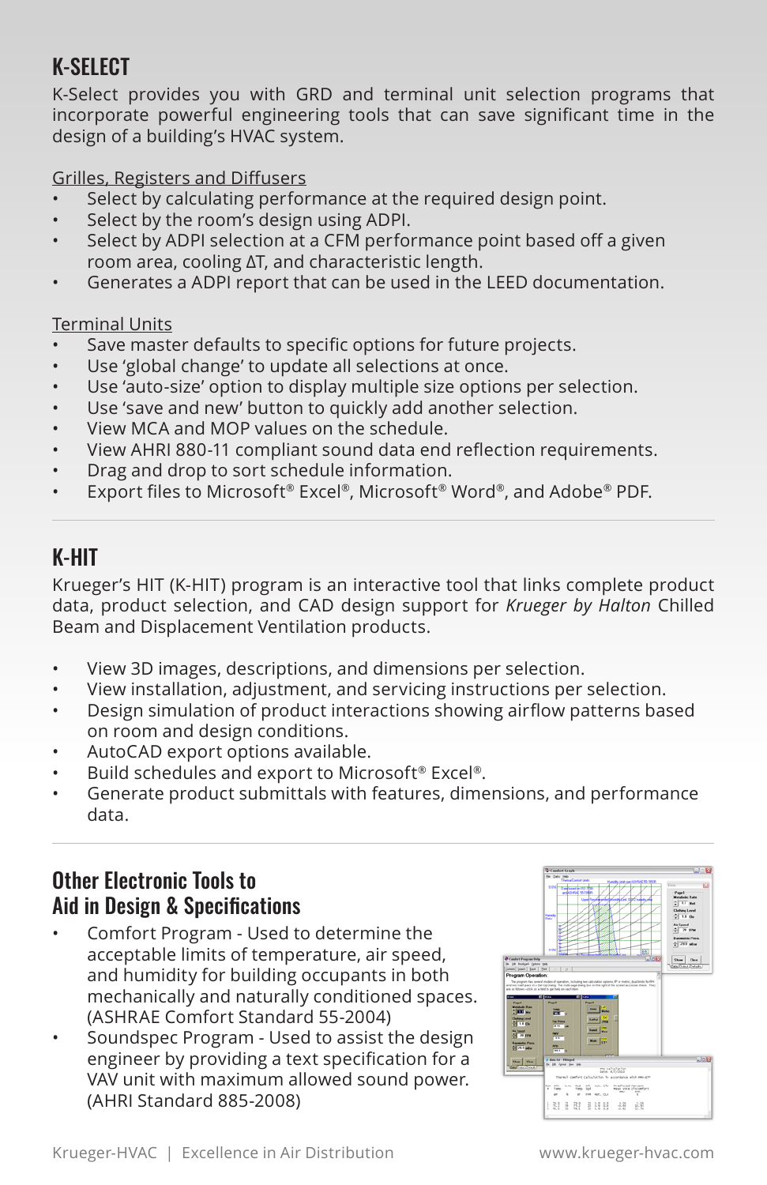## K-SELECT

K-Select provides you with GRD and terminal unit selection programs that incorporate powerful engineering tools that can save significant time in the design of a building's HVAC system.

Grilles, Registers and Diffusers

- Select by calculating performance at the required design point.
- Select by the room's design using ADPI.
- Select by ADPI selection at a CFM performance point based off a given room area, cooling ΔT, and characteristic length.
- Generates a ADPI report that can be used in the LEED documentation.

Terminal Units

- Save master defaults to specific options for future projects.
- Use 'global change' to update all selections at once.
- Use 'auto-size' option to display multiple size options per selection.
- Use 'save and new' button to quickly add another selection.
- View MCA and MOP values on the schedule.
- View AHRI 880-11 compliant sound data end reflection requirements.
- Drag and drop to sort schedule information.
- Export files to Microsoft® Excel®, Microsoft® Word®, and Adobe® PDF.

---

## K-HIT

Krueger's HIT (K-HIT) program is an interactive tool that links complete product data, product selection, and CAD design support for *Krueger by Halton* Chilled Beam and Displacement Ventilation products.

- View 3D images, descriptions, and dimensions per selection.
- View installation, adjustment, and servicing instructions per selection.
- Design simulation of product interactions showing airflow patterns based on room and design conditions.
- AutoCAD export options available.
- Build schedules and export to Microsoft® Excel®.
- Generate product submittals with features, dimensions, and performance data.

---

## Other Electronic Tools to Aid in Design & Specifications

- Comfort Program - Used to determine the acceptable limits of temperature, air speed, and humidity for building occupants in both mechanically and naturally conditioned spaces. (ASHRAE Comfort Standard 55-2004)
- Soundspec Program - Used to assist the design engineer by providing a text specification for a VAV unit with maximum allowed sound power. (AHRI Standard 885-2008)